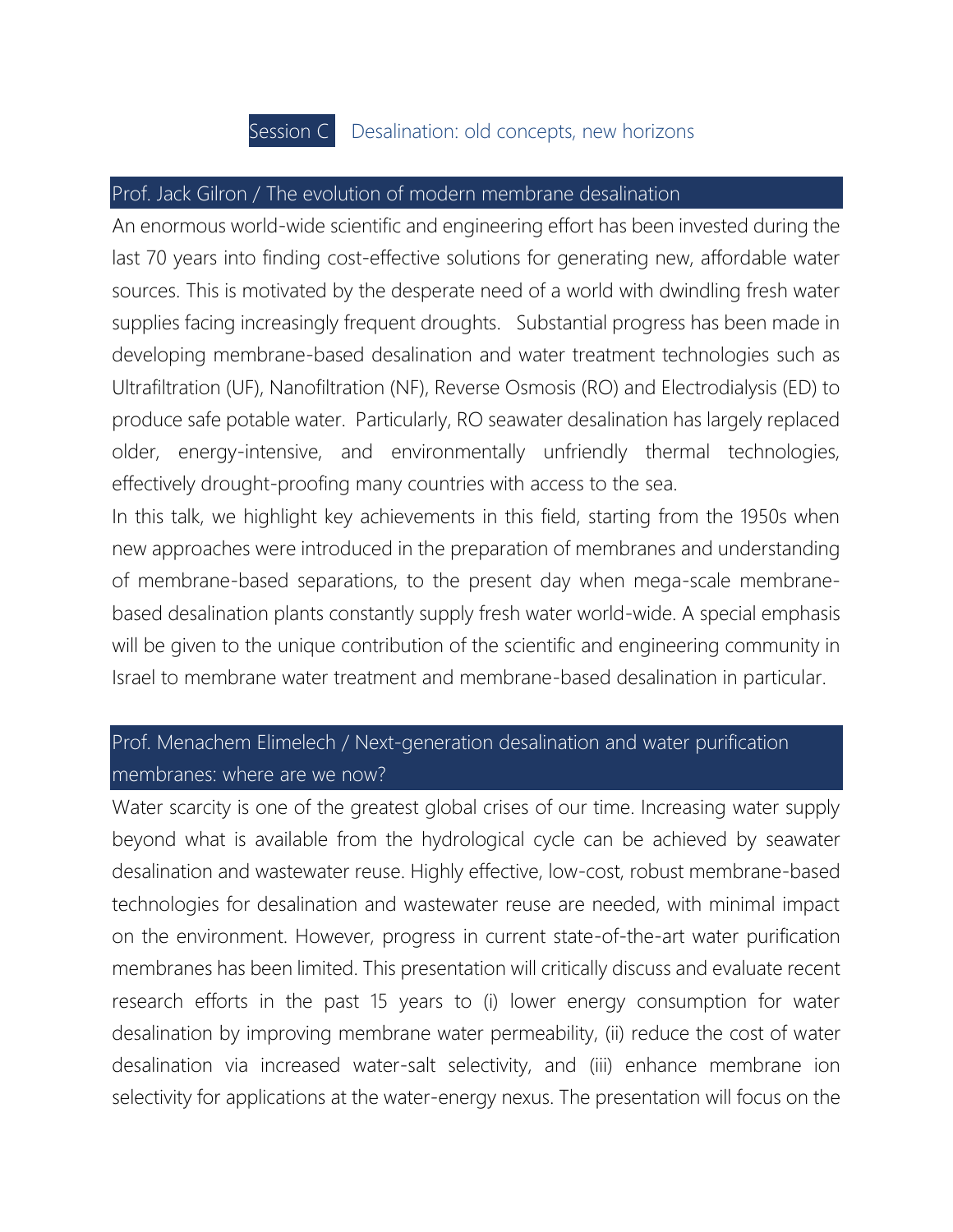# Session C Desalination: old concepts, new horizons

## Prof. Jack Gilron / The evolution of modern membrane desalination

An enormous world-wide scientific and engineering effort has been invested during the last 70 years into finding cost-effective solutions for generating new, affordable water sources. This is motivated by the desperate need of a world with dwindling fresh water supplies facing increasingly frequent droughts. Substantial progress has been made in developing membrane-based desalination and water treatment technologies such as Ultrafiltration (UF), Nanofiltration (NF), Reverse Osmosis (RO) and Electrodialysis (ED) to produce safe potable water. Particularly, RO seawater desalination has largely replaced older, energy-intensive, and environmentally unfriendly thermal technologies, effectively drought-proofing many countries with access to the sea.

In this talk, we highlight key achievements in this field, starting from the 1950s when new approaches were introduced in the preparation of membranes and understanding of membrane-based separations, to the present day when mega-scale membrane-based desalination plants constantly supply fresh water world-wide. A special emphasis will be given to the unique contribution of the scientific and engineering community in Israel to membrane water treatment and membrane-based desalination in particular.

## Prof. Menachem Elimelech / Next-generation desalination and water purification membranes: where are we now?

Water scarcity is one of the greatest global crises of our time. Increasing water supply beyond what is available from the hydrological cycle can be achieved by seawater desalination and wastewater reuse. Highly effective, low-cost, robust membrane-based technologies for desalination and wastewater reuse are needed, with minimal impact on the environment. However, progress in current state-of-the-art water purification membranes has been limited. This presentation will critically discuss and evaluate recent research efforts in the past 15 years to (i) lower energy consumption for water desalination by improving membrane water permeability, (ii) reduce the cost of water desalination via increased water-salt selectivity, and (iii) enhance membrane ion selectivity for applications at the water-energy nexus. The presentation will focus on the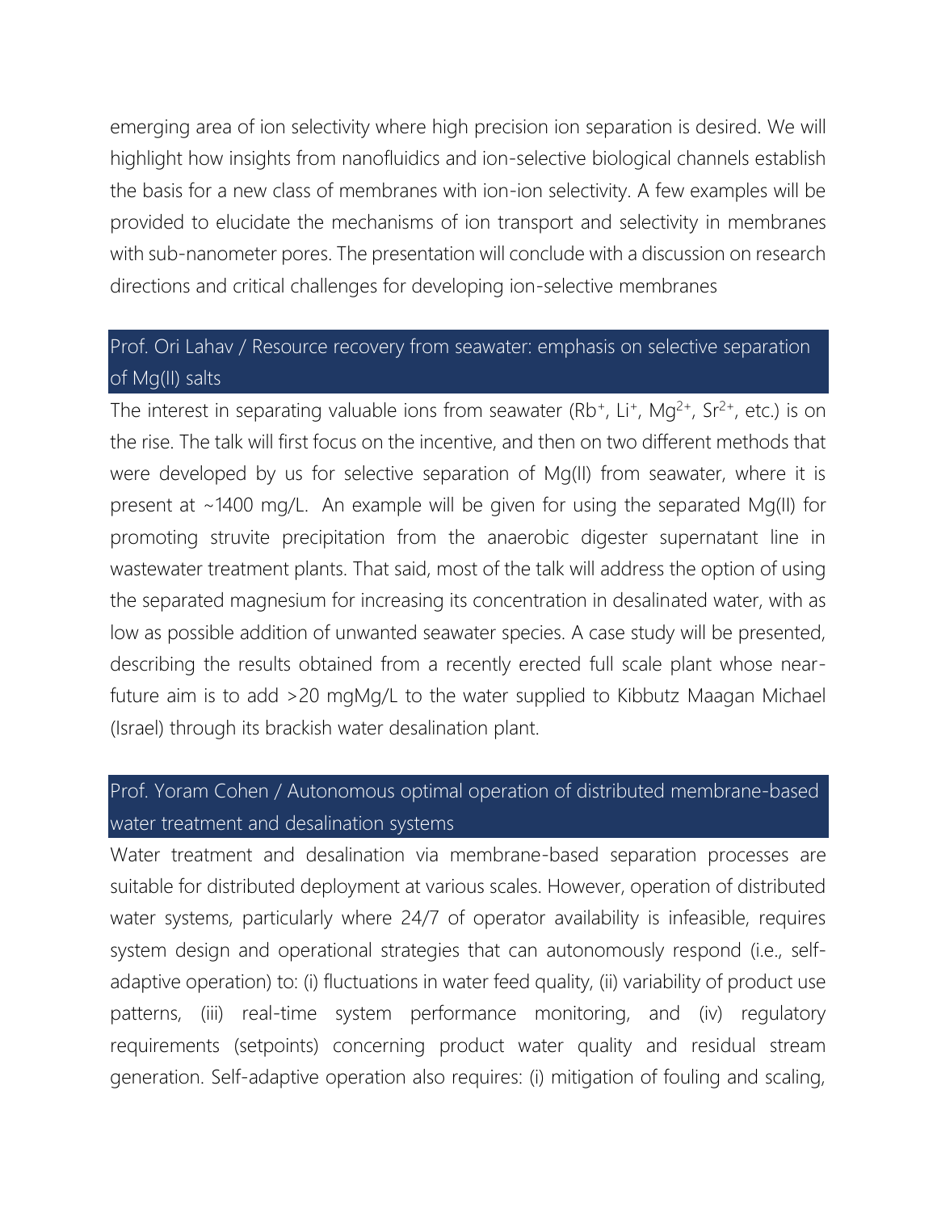emerging area of ion selectivity where high precision ion separation is desired. We will highlight how insights from nanofluidics and ion-selective biological channels establish the basis for a new class of membranes with ion-ion selectivity. A few examples will be provided to elucidate the mechanisms of ion transport and selectivity in membranes with sub-nanometer pores. The presentation will conclude with a discussion on research directions and critical challenges for developing ion-selective membranes

## Prof. Ori Lahav / Resource recovery from seawater: emphasis on selective separation of Mg(II) salts

The interest in separating valuable ions from seawater ($Rb^+$, $Li^+$, $Mg^{2+}$, $Sr^{2+}$, etc.) is on the rise. The talk will first focus on the incentive, and then on two different methods that were developed by us for selective separation of Mg(II) from seawater, where it is present at ~1400 mg/L. An example will be given for using the separated Mg(II) for promoting struvite precipitation from the anaerobic digester supernatant line in wastewater treatment plants. That said, most of the talk will address the option of using the separated magnesium for increasing its concentration in desalinated water, with as low as possible addition of unwanted seawater species. A case study will be presented, describing the results obtained from a recently erected full scale plant whose near-future aim is to add >20 mgMg/L to the water supplied to Kibbutz Maagan Michael (Israel) through its brackish water desalination plant.

## Prof. Yoram Cohen / Autonomous optimal operation of distributed membrane-based water treatment and desalination systems

Water treatment and desalination via membrane-based separation processes are suitable for distributed deployment at various scales. However, operation of distributed water systems, particularly where 24/7 of operator availability is infeasible, requires system design and operational strategies that can autonomously respond (i.e., self-adaptive operation) to: (i) fluctuations in water feed quality, (ii) variability of product use patterns, (iii) real-time system performance monitoring, and (iv) regulatory requirements (setpoints) concerning product water quality and residual stream generation. Self-adaptive operation also requires: (i) mitigation of fouling and scaling,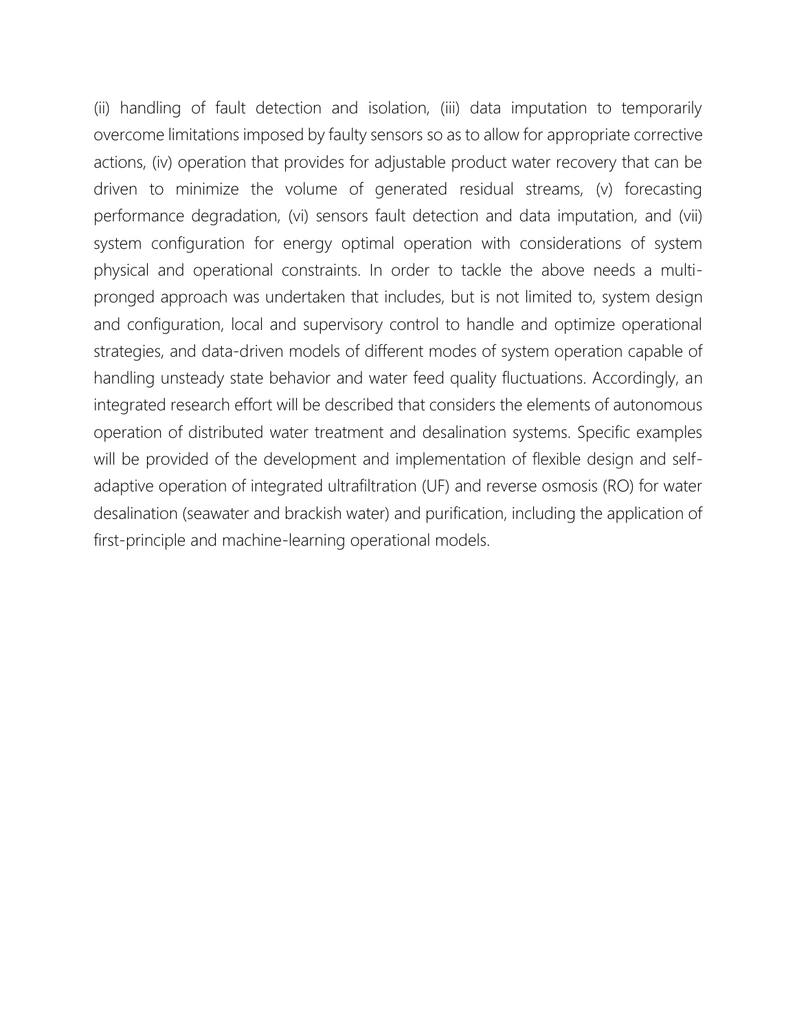(ii) handling of fault detection and isolation, (iii) data imputation to temporarily overcome limitations imposed by faulty sensors so as to allow for appropriate corrective actions, (iv) operation that provides for adjustable product water recovery that can be driven to minimize the volume of generated residual streams, (v) forecasting performance degradation, (vi) sensors fault detection and data imputation, and (vii) system configuration for energy optimal operation with considerations of system physical and operational constraints. In order to tackle the above needs a multi-pronged approach was undertaken that includes, but is not limited to, system design and configuration, local and supervisory control to handle and optimize operational strategies, and data-driven models of different modes of system operation capable of handling unsteady state behavior and water feed quality fluctuations. Accordingly, an integrated research effort will be described that considers the elements of autonomous operation of distributed water treatment and desalination systems. Specific examples will be provided of the development and implementation of flexible design and self-adaptive operation of integrated ultrafiltration (UF) and reverse osmosis (RO) for water desalination (seawater and brackish water) and purification, including the application of first-principle and machine-learning operational models.